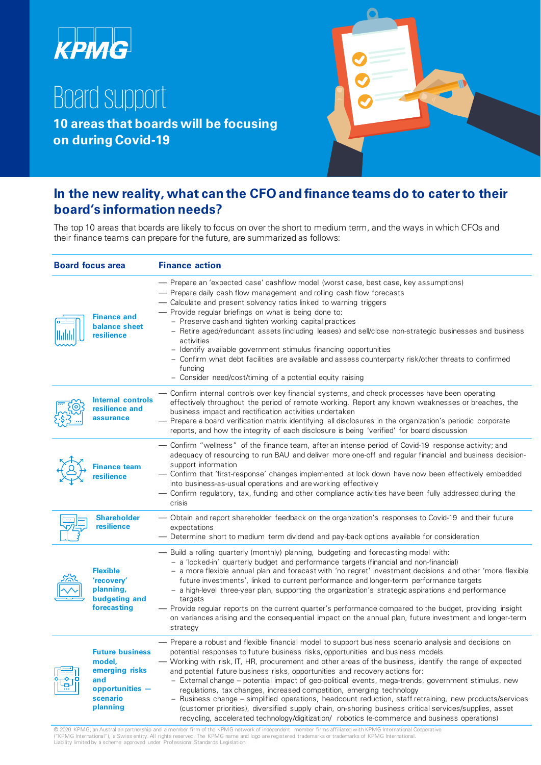KPMG

# Board support

**10 areas that boards will be focusing on during Covid-19**

## In the new reality, what can the CFO and finance teams do to cater to their board's information needs?

The top 10 areas that boards are likely to focus on over the short to medium term, and the ways in which CFOs and their finance teams can prepare for the future, are summarized as follows:

| Board focus area | Finance action |
|---|---|
| **Finance and balance sheet resilience** | — Prepare an 'expected case' cashflow model (worst case, best case, key assumptions)<br>— Prepare daily cash flow management and rolling cash flow forecasts<br>— Calculate and present solvency ratios linked to warning triggers<br>— Provide regular briefings on what is being done to:<br>– Preserve cash and tighten working capital practices<br>– Retire aged/redundant assets (including leases) and sell/close non-strategic businesses and business activities<br>– Identify available government stimulus financing opportunities<br>– Confirm what debt facilities are available and assess counterparty risk/other threats to confirmed funding<br>– Consider need/cost/timing of a potential equity raising |
| **Internal controls resilience and assurance** | — Confirm internal controls over key financial systems, and check processes have been operating effectively throughout the period of remote working. Report any known weaknesses or breaches, the business impact and rectification activities undertaken<br>— Prepare a board verification matrix identifying all disclosures in the organization's periodic corporate reports, and how the integrity of each disclosure is being 'verified' for board discussion |
| **Finance team resilience** | — Confirm "wellness" of the finance team, after an intense period of Covid-19 response activity; and adequacy of resourcing to run BAU and deliver more one-off and regular financial and business decision-support information<br>— Confirm that 'first-response' changes implemented at lock down have now been effectively embedded into business-as-usual operations and are working effectively<br>— Confirm regulatory, tax, funding and other compliance activities have been fully addressed during the crisis |
| **Shareholder resilience** | — Obtain and report shareholder feedback on the organization's responses to Covid-19 and their future expectations<br>— Determine short to medium term dividend and pay-back options available for consideration |
| **Flexible 'recovery' planning, budgeting and forecasting** | — Build a rolling quarterly (monthly) planning, budgeting and forecasting model with:<br>– a 'locked-in' quarterly budget and performance targets (financial and non-financial)<br>– a more flexible annual plan and forecast with 'no regret' investment decisions and other 'more flexible future investments', linked to current performance and longer-term performance targets<br>– a high-level three-year plan, supporting the organization's strategic aspirations and performance targets<br>— Provide regular reports on the current quarter's performance compared to the budget, providing insight on variances arising and the consequential impact on the annual plan, future investment and longer-term strategy |
| **Future business model, emerging risks and opportunities — scenario planning** | — Prepare a robust and flexible financial model to support business scenario analysis and decisions on potential responses to future business risks, opportunities and business models<br>— Working with risk, IT, HR, procurement and other areas of the business, identify the range of expected and potential future business risks, opportunities and recovery actions for:<br>– External change – potential impact of geo-political events, mega-trends, government stimulus, new regulations, tax changes, increased competition, emerging technology<br>– Business change – simplified operations, headcount reduction, staff retraining, new products/services (customer priorities), diversified supply chain, on-shoring business critical services/supplies, asset recycling, accelerated technology/digitization/ robotics (e-commerce and business operations) |

© 2020 KPMG, an Australian partnership and a member firm of the KPMG network of independent member firms affiliated with KPMG International Cooperative ("KPMG International"), a Swiss entity. All rights reserved. The KPMG name and logo are registered trademarks or trademarks of KPMG International.
Liability limited by a scheme approved under Professional Standards Legislation.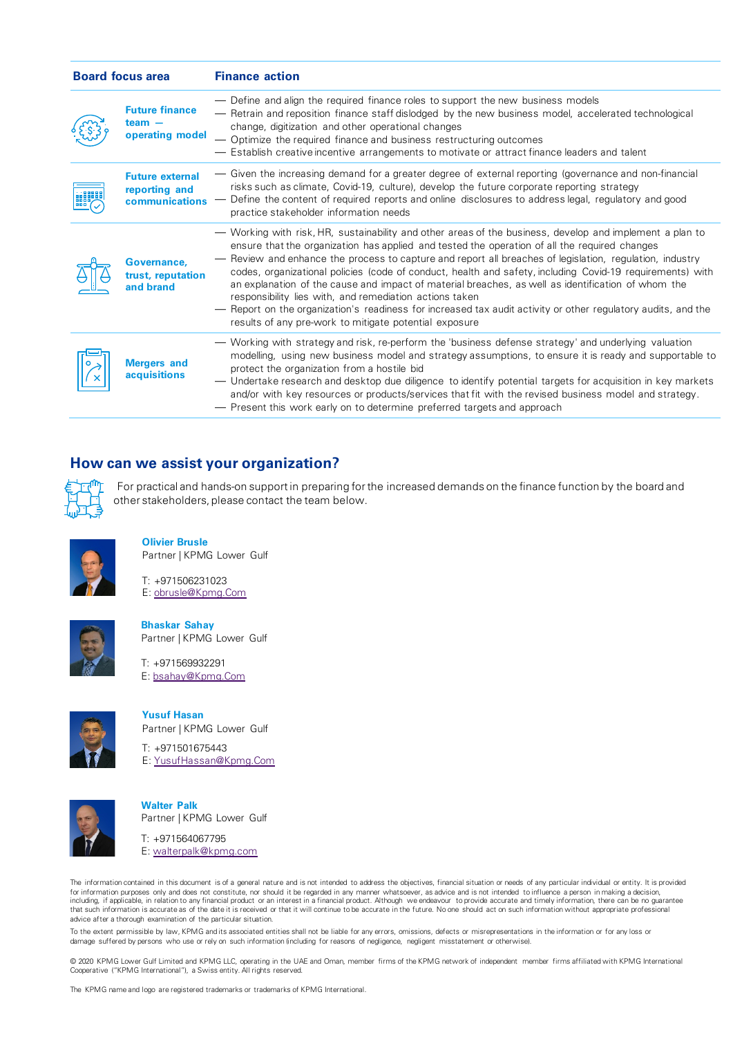| Board focus area | Finance action |
| --- | --- |
| **Future finance team — operating model** | — Define and align the required finance roles to support the new business models<br>— Retrain and reposition finance staff dislodged by the new business model, accelerated technological change, digitization and other operational changes<br>— Optimize the required finance and business restructuring outcomes<br>— Establish creative incentive arrangements to motivate or attract finance leaders and talent |
| **Future external reporting and communications** | — Given the increasing demand for a greater degree of external reporting (governance and non-financial risks such as climate, Covid-19, culture), develop the future corporate reporting strategy<br>— Define the content of required reports and online disclosures to address legal, regulatory and good practice stakeholder information needs |
| **Governance, trust, reputation and brand** | — Working with risk, HR, sustainability and other areas of the business, develop and implement a plan to ensure that the organization has applied and tested the operation of all the required changes<br>— Review and enhance the process to capture and report all breaches of legislation, regulation, industry codes, organizational policies (code of conduct, health and safety, including Covid-19 requirements) with an explanation of the cause and impact of material breaches, as well as identification of whom the responsibility lies with, and remediation actions taken<br>— Report on the organization's readiness for increased tax audit activity or other regulatory audits, and the results of any pre-work to mitigate potential exposure |
| **Mergers and acquisitions** | — Working with strategy and risk, re-perform the 'business defense strategy' and underlying valuation modelling, using new business model and strategy assumptions, to ensure it is ready and supportable to protect the organization from a hostile bid<br>— Undertake research and desktop due diligence to identify potential targets for acquisition in key markets and/or with key resources or products/services that fit with the revised business model and strategy.<br>— Present this work early on to determine preferred targets and approach |

## How can we assist your organization?

For practical and hands-on support in preparing for the increased demands on the finance function by the board and other stakeholders, please contact the team below.

**Olivier Brusle**
Partner | KPMG Lower Gulf

T: +971506231023
E: obrusle@Kpmg.Com

**Bhaskar Sahay**
Partner | KPMG Lower Gulf

T: +971569932291
E: bsahay@Kpmg.Com

**Yusuf Hasan**
Partner | KPMG Lower Gulf

T: +971501675443
E: YusufHassan@Kpmg.Com

**Walter Palk**
Partner | KPMG Lower Gulf

T: +971564067795
E: walterpalk@kpmg.com

The information contained in this document is of a general nature and is not intended to address the objectives, financial situation or needs of any particular individual or entity. It is provided for information purposes only and does not constitute, nor should it be regarded in any manner whatsoever, as advice and is not intended to influence a person in making a decision, including, if applicable, in relation to any financial product or an interest in a financial product. Although we endeavour to provide accurate and timely information, there can be no guarantee that such information is accurate as of the date it is received or that it will continue to be accurate in the future. No one should act on such information without appropriate professional advice after a thorough examination of the particular situation.

To the extent permissible by law, KPMG and its associated entities shall not be liable for any errors, omissions, defects or misrepresentations in the information or for any loss or damage suffered by persons who use or rely on such information (including for reasons of negligence, negligent misstatement or otherwise).

© 2020 KPMG Lower Gulf Limited and KPMG LLC, operating in the UAE and Oman, member firms of the KPMG network of independent member firms affiliated with KPMG International Cooperative ("KPMG International"), a Swiss entity. All rights reserved.

The KPMG name and logo are registered trademarks or trademarks of KPMG International.